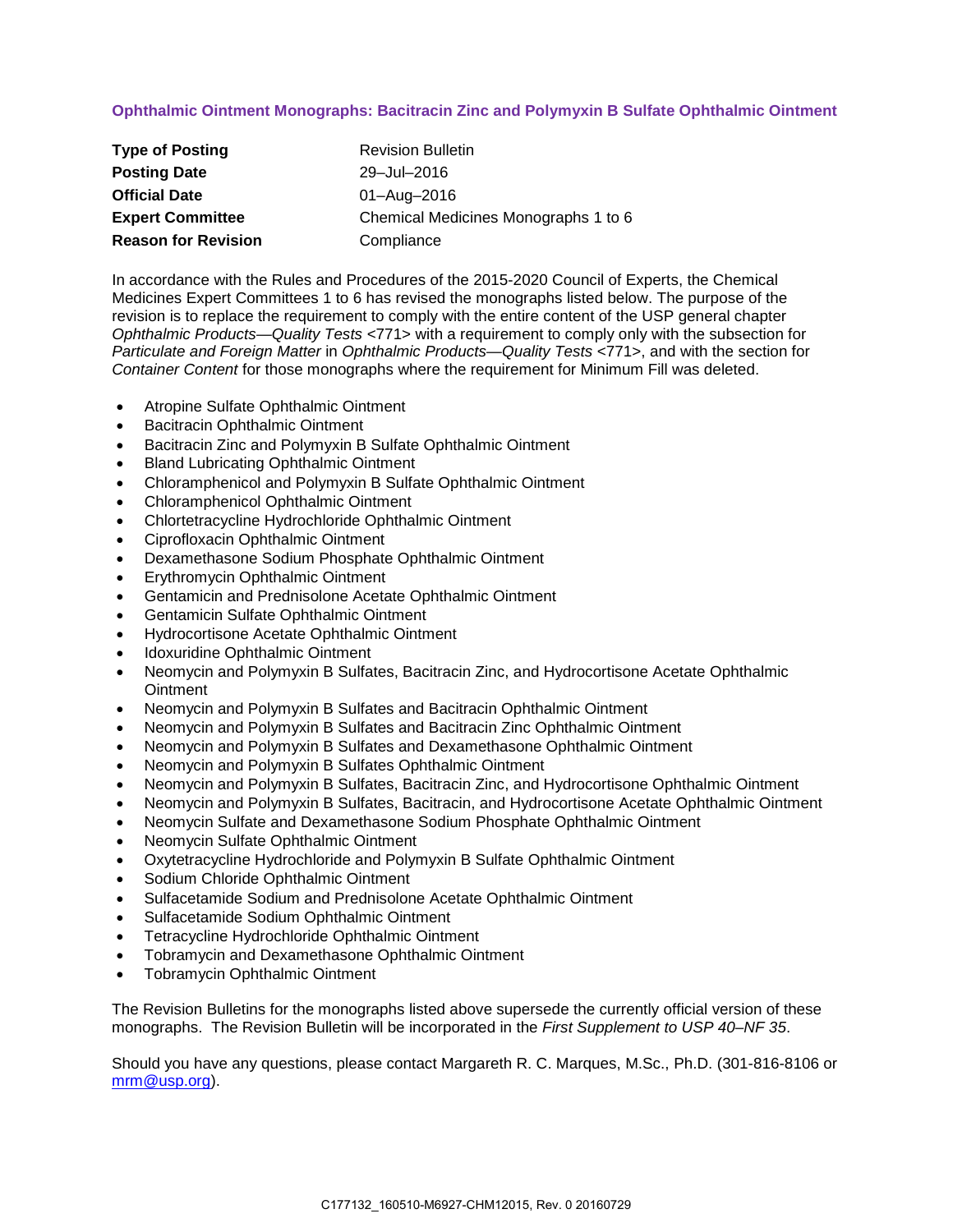## Ophthalmic Ointment Monographs: Bacitracin Zinc and Polymyxin B Sulfate Ophthalmic Ointment

| | |
|---|---|
| **Type of Posting** | Revision Bulletin |
| **Posting Date** | 29–Jul–2016 |
| **Official Date** | 01–Aug–2016 |
| **Expert Committee** | Chemical Medicines Monographs 1 to 6 |
| **Reason for Revision** | Compliance |

In accordance with the Rules and Procedures of the 2015-2020 Council of Experts, the Chemical Medicines Expert Committees 1 to 6 has revised the monographs listed below. The purpose of the revision is to replace the requirement to comply with the entire content of the USP general chapter *Ophthalmic Products—Quality Tests* <771> with a requirement to comply only with the subsection for *Particulate and Foreign Matter* in *Ophthalmic Products—Quality Tests* <771>, and with the section for *Container Content* for those monographs where the requirement for Minimum Fill was deleted.

- Atropine Sulfate Ophthalmic Ointment
- Bacitracin Ophthalmic Ointment
- Bacitracin Zinc and Polymyxin B Sulfate Ophthalmic Ointment
- Bland Lubricating Ophthalmic Ointment
- Chloramphenicol and Polymyxin B Sulfate Ophthalmic Ointment
- Chloramphenicol Ophthalmic Ointment
- Chlortetracycline Hydrochloride Ophthalmic Ointment
- Ciprofloxacin Ophthalmic Ointment
- Dexamethasone Sodium Phosphate Ophthalmic Ointment
- Erythromycin Ophthalmic Ointment
- Gentamicin and Prednisolone Acetate Ophthalmic Ointment
- Gentamicin Sulfate Ophthalmic Ointment
- Hydrocortisone Acetate Ophthalmic Ointment
- Idoxuridine Ophthalmic Ointment
- Neomycin and Polymyxin B Sulfates, Bacitracin Zinc, and Hydrocortisone Acetate Ophthalmic Ointment
- Neomycin and Polymyxin B Sulfates and Bacitracin Ophthalmic Ointment
- Neomycin and Polymyxin B Sulfates and Bacitracin Zinc Ophthalmic Ointment
- Neomycin and Polymyxin B Sulfates and Dexamethasone Ophthalmic Ointment
- Neomycin and Polymyxin B Sulfates Ophthalmic Ointment
- Neomycin and Polymyxin B Sulfates, Bacitracin Zinc, and Hydrocortisone Ophthalmic Ointment
- Neomycin and Polymyxin B Sulfates, Bacitracin, and Hydrocortisone Acetate Ophthalmic Ointment
- Neomycin Sulfate and Dexamethasone Sodium Phosphate Ophthalmic Ointment
- Neomycin Sulfate Ophthalmic Ointment
- Oxytetracycline Hydrochloride and Polymyxin B Sulfate Ophthalmic Ointment
- Sodium Chloride Ophthalmic Ointment
- Sulfacetamide Sodium and Prednisolone Acetate Ophthalmic Ointment
- Sulfacetamide Sodium Ophthalmic Ointment
- Tetracycline Hydrochloride Ophthalmic Ointment
- Tobramycin and Dexamethasone Ophthalmic Ointment
- Tobramycin Ophthalmic Ointment

The Revision Bulletins for the monographs listed above supersede the currently official version of these monographs. The Revision Bulletin will be incorporated in the *First Supplement to USP 40–NF 35*.

Should you have any questions, please contact Margareth R. C. Marques, M.Sc., Ph.D. (301-816-8106 or mrm@usp.org).

C177132_160510-M6927-CHM12015, Rev. 0 20160729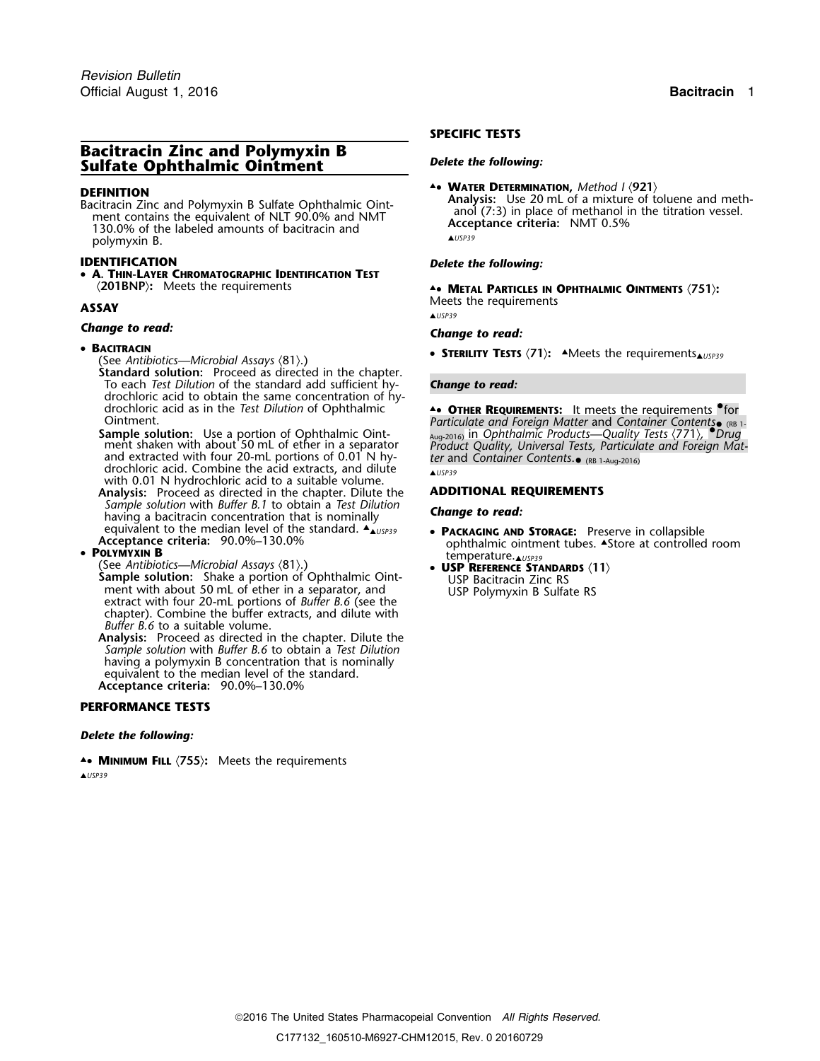Revision Bulletin
Official August 1, 2016

# Bacitracin Zinc and Polymyxin B Sulfate Ophthalmic Ointment

## DEFINITION

Bacitracin Zinc and Polymyxin B Sulfate Ophthalmic Ointment contains the equivalent of NLT 90.0% and NMT 130.0% of the labeled amounts of bacitracin and polymyxin B.

## IDENTIFICATION

- **A. Thin-Layer Chromatographic Identification Test** 〈201BNP〉**:** Meets the requirements

## ASSAY

***Change to read:***

- **Bacitracin**
  (See *Antibiotics—Microbial Assays* 〈81〉.)
  **Standard solution:** Proceed as directed in the chapter. To each *Test Dilution* of the standard add sufficient hydrochloric acid to obtain the same concentration of hydrochloric acid as in the *Test Dilution* of Ophthalmic Ointment.
  **Sample solution:** Use a portion of Ophthalmic Ointment shaken with about 50 mL of ether in a separator and extracted with four 20-mL portions of 0.01 N hydrochloric acid. Combine the acid extracts, and dilute with 0.01 N hydrochloric acid to a suitable volume.
  **Analysis:** Proceed as directed in the chapter. Dilute the *Sample solution* with *Buffer B.1* to obtain a *Test Dilution* having a bacitracin concentration that is nominally equivalent to the median level of the standard. ▲▲USP39
  **Acceptance criteria:** 90.0%–130.0%
- **Polymyxin B**
  (See *Antibiotics—Microbial Assays* 〈81〉.)
  **Sample solution:** Shake a portion of Ophthalmic Ointment with about 50 mL of ether in a separator, and extract with four 20-mL portions of *Buffer B.6* (see the chapter). Combine the buffer extracts, and dilute with *Buffer B.6* to a suitable volume.
  **Analysis:** Proceed as directed in the chapter. Dilute the *Sample solution* with *Buffer B.6* to obtain a *Test Dilution* having a polymyxin B concentration that is nominally equivalent to the median level of the standard.
  **Acceptance criteria:** 90.0%–130.0%

## PERFORMANCE TESTS

***Delete the following:***

▲• **Minimum Fill** 〈755〉**:** Meets the requirements
▲USP39

## SPECIFIC TESTS

***Delete the following:***

▲• **Water Determination,** *Method I* 〈921〉
**Analysis:** Use 20 mL of a mixture of toluene and methanol (7:3) in place of methanol in the titration vessel.
**Acceptance criteria:** NMT 0.5%
▲USP39

***Delete the following:***

▲• **Metal Particles in Ophthalmic Ointments** 〈751〉**:** Meets the requirements
▲USP39

***Change to read:***

- **Sterility Tests** 〈71〉**:** ▲Meets the requirements▲USP39

***Change to read:***

▲• **Other Requirements:** It meets the requirements •for *Particulate and Foreign Matter* and *Container Contents*• (RB 1-Aug-2016) in *Ophthalmic Products—Quality Tests* 〈771〉, •*Drug Product Quality, Universal Tests, Particulate and Foreign Matter* and *Container Contents*.• (RB 1-Aug-2016)
▲USP39

## ADDITIONAL REQUIREMENTS

***Change to read:***

- **Packaging and Storage:** Preserve in collapsible ophthalmic ointment tubes. ▲Store at controlled room temperature.▲USP39
- **USP Reference Standards** 〈11〉
  USP Bacitracin Zinc RS
  USP Polymyxin B Sulfate RS